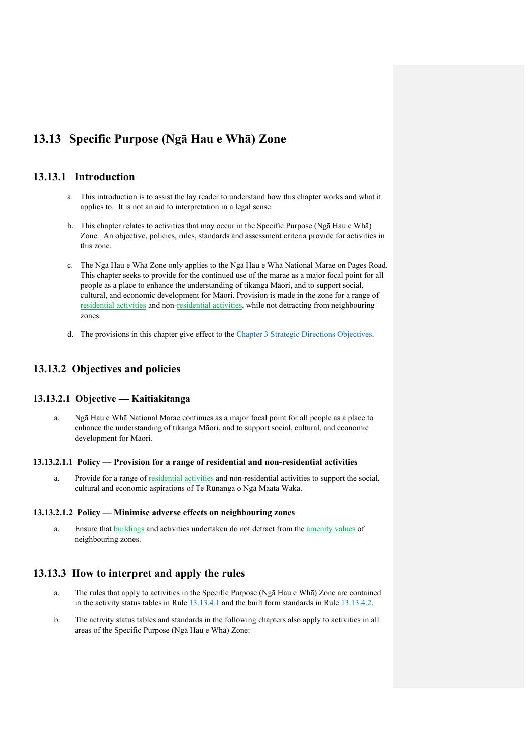# 13.13 Specific Purpose (Ngā Hau e Whā) Zone

## 13.13.1 Introduction

a. This introduction is to assist the lay reader to understand how this chapter works and what it applies to. It is not an aid to interpretation in a legal sense.

b. This chapter relates to activities that may occur in the Specific Purpose (Ngā Hau e Whā) Zone. An objective, policies, rules, standards and assessment criteria provide for activities in this zone.

c. The Ngā Hau e Whā Zone only applies to the Ngā Hau e Whā National Marae on Pages Road. This chapter seeks to provide for the continued use of the marae as a major focal point for all people as a place to enhance the understanding of tikanga Māori, and to support social, cultural, and economic development for Māori. Provision is made in the zone for a range of residential activities and non-residential activities, while not detracting from neighbouring zones.

d. The provisions in this chapter give effect to the Chapter 3 Strategic Directions Objectives.

## 13.13.2 Objectives and policies

### 13.13.2.1 Objective — Kaitiakitanga

a. Ngā Hau e Whā National Marae continues as a major focal point for all people as a place to enhance the understanding of tikanga Māori, and to support social, cultural, and economic development for Māori.

#### 13.13.2.1.1 Policy — Provision for a range of residential and non-residential activities

a. Provide for a range of residential activities and non-residential activities to support the social, cultural and economic aspirations of Te Rūnanga o Ngā Maata Waka.

#### 13.13.2.1.2 Policy — Minimise adverse effects on neighbouring zones

a. Ensure that buildings and activities undertaken do not detract from the amenity values of neighbouring zones.

## 13.13.3 How to interpret and apply the rules

a. The rules that apply to activities in the Specific Purpose (Ngā Hau e Whā) Zone are contained in the activity status tables in Rule 13.13.4.1 and the built form standards in Rule 13.13.4.2.

b. The activity status tables and standards in the following chapters also apply to activities in all areas of the Specific Purpose (Ngā Hau e Whā) Zone: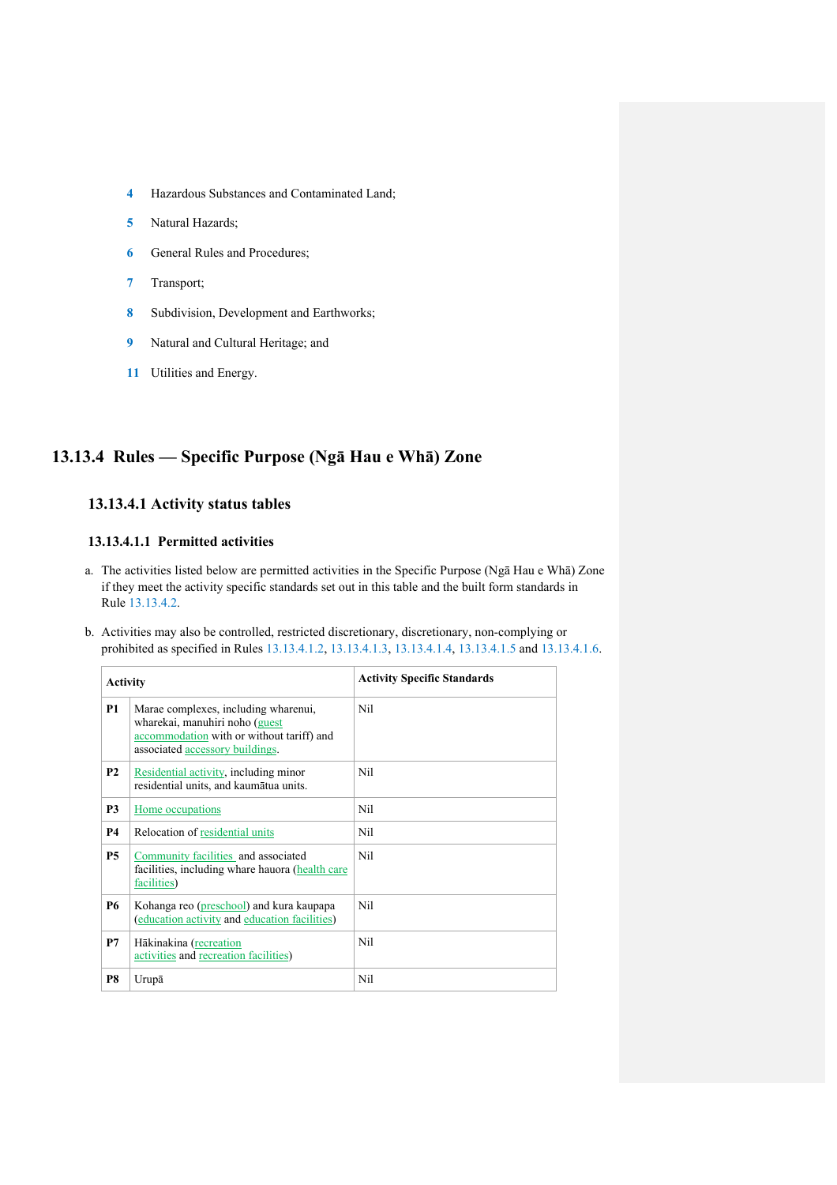4 Hazardous Substances and Contaminated Land;

5 Natural Hazards;

6 General Rules and Procedures;

7 Transport;

8 Subdivision, Development and Earthworks;

9 Natural and Cultural Heritage; and

11 Utilities and Energy.

## 13.13.4 Rules — Specific Purpose (Ngā Hau e Whā) Zone

### 13.13.4.1 Activity status tables

#### 13.13.4.1.1 Permitted activities

a. The activities listed below are permitted activities in the Specific Purpose (Ngā Hau e Whā) Zone if they meet the activity specific standards set out in this table and the built form standards in Rule 13.13.4.2.

b. Activities may also be controlled, restricted discretionary, discretionary, non-complying or prohibited as specified in Rules 13.13.4.1.2, 13.13.4.1.3, 13.13.4.1.4, 13.13.4.1.5 and 13.13.4.1.6.

| Activity | | Activity Specific Standards |
|---|---|---|
| P1 | Marae complexes, including wharenui, wharekai, manuhiri noho (guest accommodation with or without tariff) and associated accessory buildings. | Nil |
| P2 | Residential activity, including minor residential units, and kaumātua units. | Nil |
| P3 | Home occupations | Nil |
| P4 | Relocation of residential units | Nil |
| P5 | Community facilities and associated facilities, including whare hauora (health care facilities) | Nil |
| P6 | Kohanga reo (preschool) and kura kaupapa (education activity and education facilities) | Nil |
| P7 | Hākinakina (recreation activities and recreation facilities) | Nil |
| P8 | Urupā | Nil |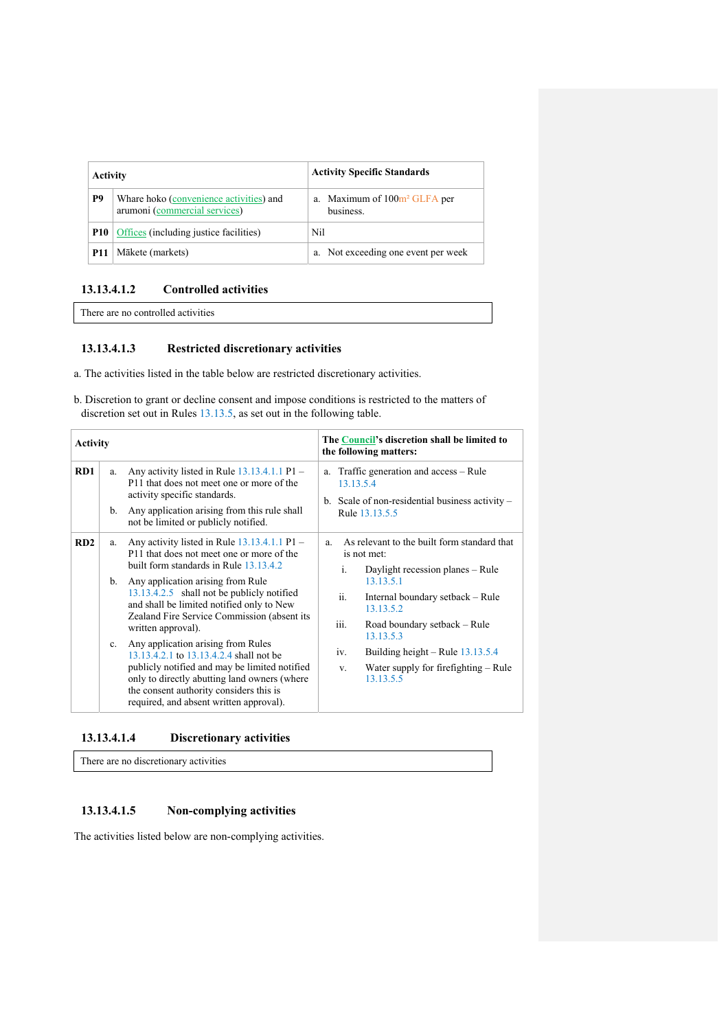| Activity | | Activity Specific Standards |
|---|---|---|
| P9 | Whare hoko (convenience activities) and arumoni (commercial services) | a. Maximum of 100m² GLFA per business. |
| P10 | Offices (including justice facilities) | Nil |
| P11 | Mākete (markets) | a. Not exceeding one event per week |

#### 13.13.4.1.2 Controlled activities

There are no controlled activities

#### 13.13.4.1.3 Restricted discretionary activities

a. The activities listed in the table below are restricted discretionary activities.

b. Discretion to grant or decline consent and impose conditions is restricted to the matters of discretion set out in Rules 13.13.5, as set out in the following table.

| Activity | | The Council's discretion shall be limited to the following matters: |
|---|---|---|
| RD1 | a. Any activity listed in Rule 13.13.4.1.1 P1 – P11 that does not meet one or more of the activity specific standards.<br>b. Any application arising from this rule shall not be limited or publicly notified. | a. Traffic generation and access – Rule 13.13.5.4<br>b. Scale of non-residential business activity – Rule 13.13.5.5 |
| RD2 | a. Any activity listed in Rule 13.13.4.1.1 P1 – P11 that does not meet one or more of the built form standards in Rule 13.13.4.2<br>b. Any application arising from Rule 13.13.4.2.5 shall not be publicly notified and shall be limited notified only to New Zealand Fire Service Commission (absent its written approval).<br>c. Any application arising from Rules 13.13.4.2.1 to 13.13.4.2.4 shall not be publicly notified and may be limited notified only to directly abutting land owners (where the consent authority considers this is required, and absent written approval). | a. As relevant to the built form standard that is not met:<br>i. Daylight recession planes – Rule 13.13.5.1<br>ii. Internal boundary setback – Rule 13.13.5.2<br>iii. Road boundary setback – Rule 13.13.5.3<br>iv. Building height – Rule 13.13.5.4<br>v. Water supply for firefighting – Rule 13.13.5.5 |

#### 13.13.4.1.4 Discretionary activities

There are no discretionary activities

#### 13.13.4.1.5 Non-complying activities

The activities listed below are non-complying activities.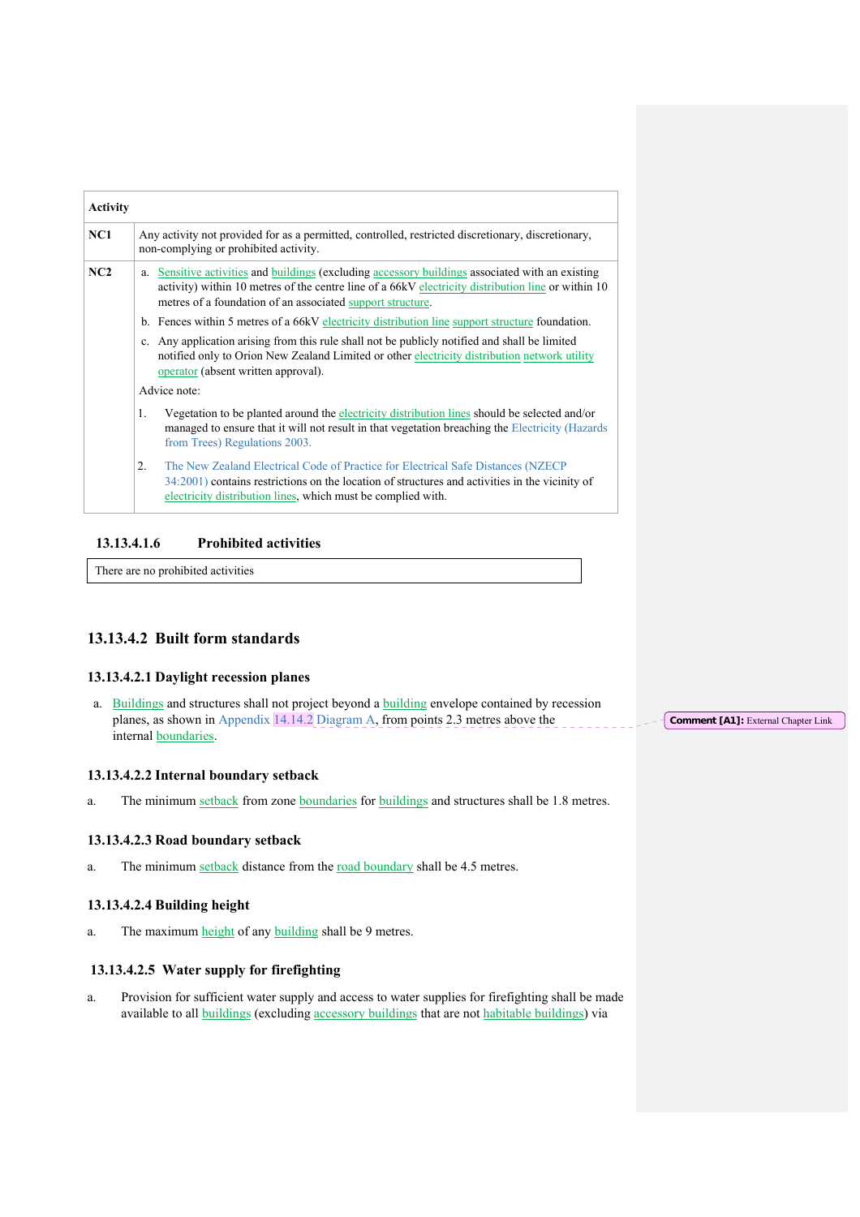| Activity | |
|---|---|
| NC1 | Any activity not provided for as a permitted, controlled, restricted discretionary, discretionary, non-complying or prohibited activity. |
| NC2 | a. Sensitive activities and buildings (excluding accessory buildings associated with an existing activity) within 10 metres of the centre line of a 66kV electricity distribution line or within 10 metres of a foundation of an associated support structure.<br>b. Fences within 5 metres of a 66kV electricity distribution line support structure foundation.<br>c. Any application arising from this rule shall not be publicly notified and shall be limited notified only to Orion New Zealand Limited or other electricity distribution network utility operator (absent written approval).<br>Advice note:<br>1. Vegetation to be planted around the electricity distribution lines should be selected and/or managed to ensure that it will not result in that vegetation breaching the Electricity (Hazards from Trees) Regulations 2003.<br>2. The New Zealand Electrical Code of Practice for Electrical Safe Distances (NZECP 34:2001) contains restrictions on the location of structures and activities in the vicinity of electricity distribution lines, which must be complied with. |

### 13.13.4.1.6 Prohibited activities

| There are no prohibited activities |
|---|

## 13.13.4.2 Built form standards

### 13.13.4.2.1 Daylight recession planes

a. Buildings and structures shall not project beyond a building envelope contained by recession planes, as shown in Appendix 14.14.2 Diagram A, from points 2.3 metres above the internal boundaries.

### 13.13.4.2.2 Internal boundary setback

a. The minimum setback from zone boundaries for buildings and structures shall be 1.8 metres.

### 13.13.4.2.3 Road boundary setback

a. The minimum setback distance from the road boundary shall be 4.5 metres.

### 13.13.4.2.4 Building height

a. The maximum height of any building shall be 9 metres.

### 13.13.4.2.5 Water supply for firefighting

a. Provision for sufficient water supply and access to water supplies for firefighting shall be made available to all buildings (excluding accessory buildings that are not habitable buildings) via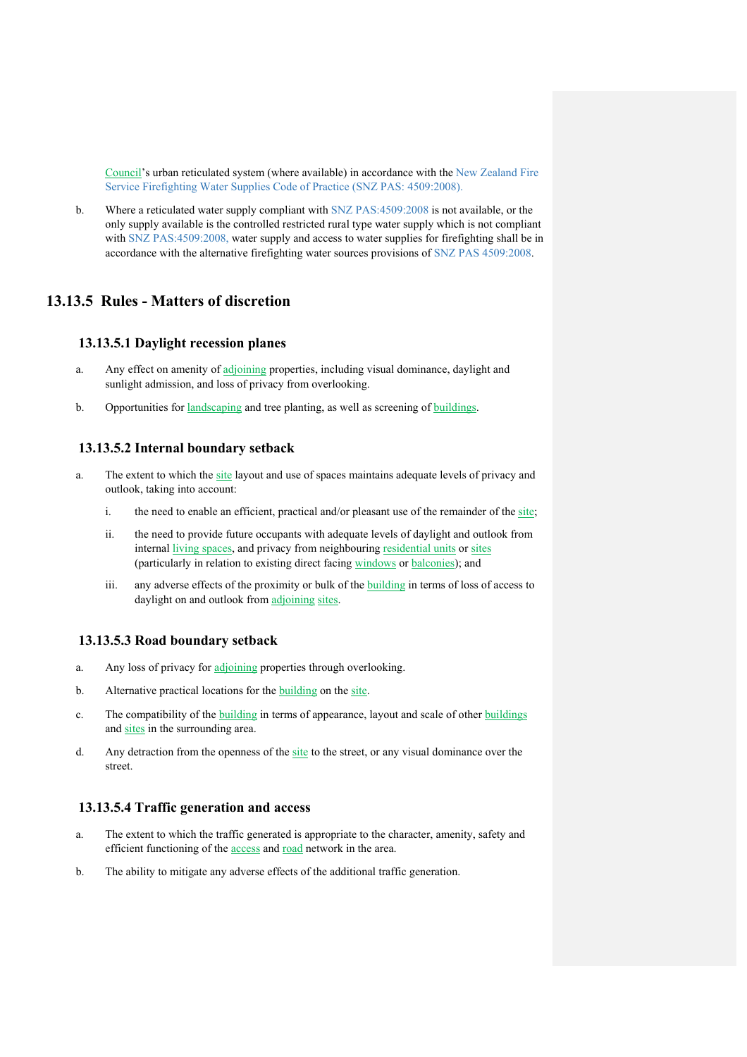Council's urban reticulated system (where available) in accordance with the New Zealand Fire Service Firefighting Water Supplies Code of Practice (SNZ PAS: 4509:2008).

b. Where a reticulated water supply compliant with SNZ PAS:4509:2008 is not available, or the only supply available is the controlled restricted rural type water supply which is not compliant with SNZ PAS:4509:2008, water supply and access to water supplies for firefighting shall be in accordance with the alternative firefighting water sources provisions of SNZ PAS 4509:2008.

## 13.13.5 Rules - Matters of discretion

### 13.13.5.1 Daylight recession planes

a. Any effect on amenity of adjoining properties, including visual dominance, daylight and sunlight admission, and loss of privacy from overlooking.

b. Opportunities for landscaping and tree planting, as well as screening of buildings.

### 13.13.5.2 Internal boundary setback

a. The extent to which the site layout and use of spaces maintains adequate levels of privacy and outlook, taking into account:

   i. the need to enable an efficient, practical and/or pleasant use of the remainder of the site;

   ii. the need to provide future occupants with adequate levels of daylight and outlook from internal living spaces, and privacy from neighbouring residential units or sites (particularly in relation to existing direct facing windows or balconies); and

   iii. any adverse effects of the proximity or bulk of the building in terms of loss of access to daylight on and outlook from adjoining sites.

### 13.13.5.3 Road boundary setback

a. Any loss of privacy for adjoining properties through overlooking.

b. Alternative practical locations for the building on the site.

c. The compatibility of the building in terms of appearance, layout and scale of other buildings and sites in the surrounding area.

d. Any detraction from the openness of the site to the street, or any visual dominance over the street.

### 13.13.5.4 Traffic generation and access

a. The extent to which the traffic generated is appropriate to the character, amenity, safety and efficient functioning of the access and road network in the area.

b. The ability to mitigate any adverse effects of the additional traffic generation.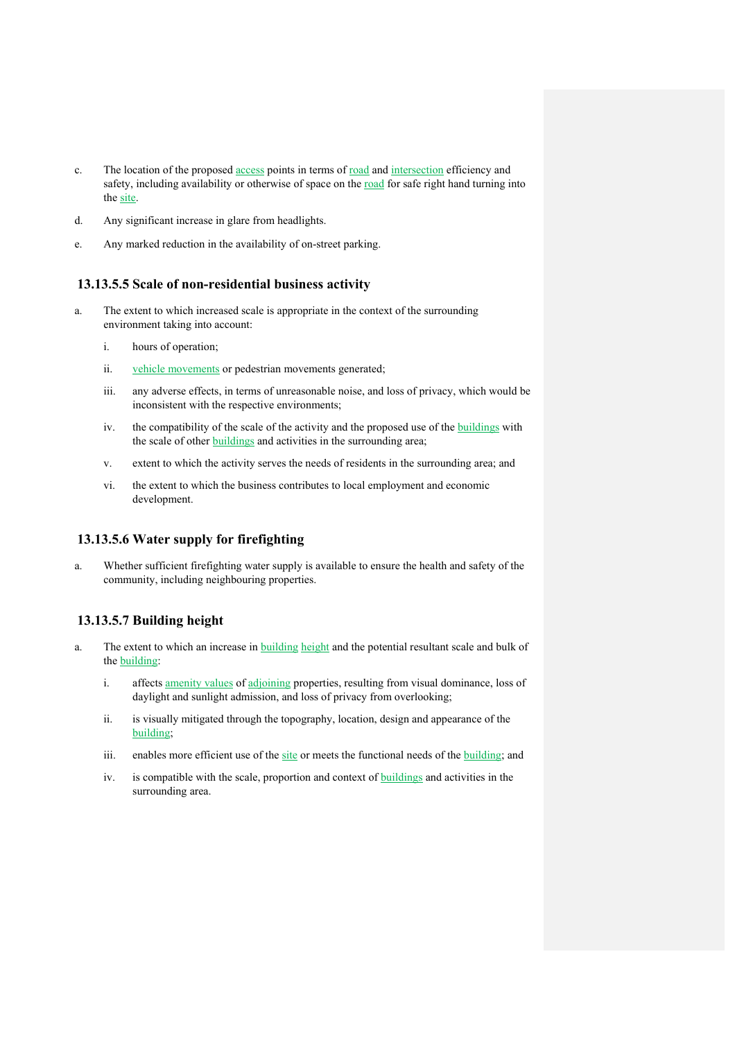c. The location of the proposed access points in terms of road and intersection efficiency and safety, including availability or otherwise of space on the road for safe right hand turning into the site.

d. Any significant increase in glare from headlights.

e. Any marked reduction in the availability of on-street parking.

### 13.13.5.5 Scale of non-residential business activity

a. The extent to which increased scale is appropriate in the context of the surrounding environment taking into account:

   i. hours of operation;

   ii. vehicle movements or pedestrian movements generated;

   iii. any adverse effects, in terms of unreasonable noise, and loss of privacy, which would be inconsistent with the respective environments;

   iv. the compatibility of the scale of the activity and the proposed use of the buildings with the scale of other buildings and activities in the surrounding area;

   v. extent to which the activity serves the needs of residents in the surrounding area; and

   vi. the extent to which the business contributes to local employment and economic development.

### 13.13.5.6 Water supply for firefighting

a. Whether sufficient firefighting water supply is available to ensure the health and safety of the community, including neighbouring properties.

### 13.13.5.7 Building height

a. The extent to which an increase in building height and the potential resultant scale and bulk of the building:

   i. affects amenity values of adjoining properties, resulting from visual dominance, loss of daylight and sunlight admission, and loss of privacy from overlooking;

   ii. is visually mitigated through the topography, location, design and appearance of the building;

   iii. enables more efficient use of the site or meets the functional needs of the building; and

   iv. is compatible with the scale, proportion and context of buildings and activities in the surrounding area.